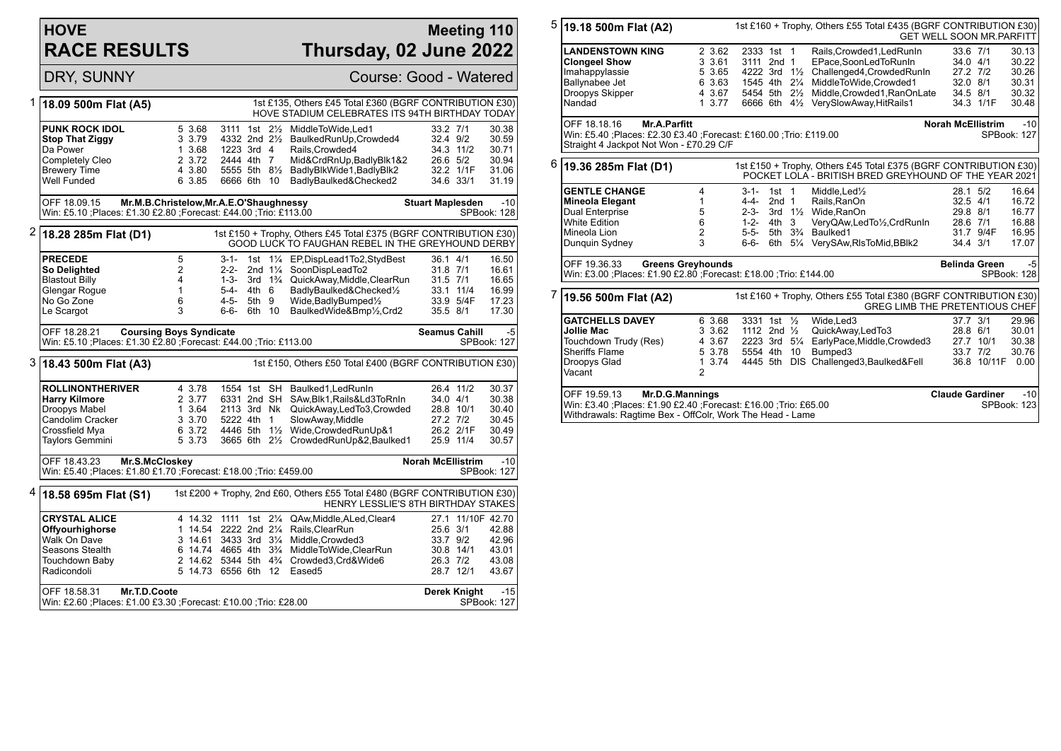# HOVE RACE RESULTS

**Meeting 110**
**Thursday, 02 June 2022**

DRY, SUNNY — Course: Good - Watered

## 1 18.09 500m Flat (A5)

1st £135, Others £45 Total £360 (BGRF CONTRIBUTION £30)
HOVE STADIUM CELEBRATES ITS 94TH BIRTHDAY TODAY

| Greyhound | Trap | Split | Sectionals | Pos | Dist | Comment | Wt | SP | Time |
|---|---|---|---|---|---|---|---|---|---|
| **PUNK ROCK IDOL** | 5 | 3.68 | 3111 | 1st | 2½ | MiddleToWide,Led1 | 33.2 | 7/1 | 30.38 |
| **Stop That Ziggy** | 3 | 3.79 | 4332 | 2nd | 2½ | BaulkedRunUp,Crowded4 | 32.4 | 9/2 | 30.59 |
| Da Power | 1 | 3.68 | 1223 | 3rd | 4 | Rails,Crowded4 | 34.3 | 11/2 | 30.71 |
| Completely Cleo | 2 | 3.72 | 2444 | 4th | 7 | Mid&CrdRnUp,BadlyBlk1&2 | 26.6 | 5/2 | 30.94 |
| Brewery Time | 4 | 3.80 | 5555 | 5th | 8½ | BadlyBlkWide1,BadlyBlk2 | 32.2 | 1/1F | 31.06 |
| Well Funded | 6 | 3.85 | 6666 | 6th | 10 | BadlyBaulked&Checked2 | 34.6 | 33/1 | 31.19 |

OFF 18.09.15 Mr.M.B.Christelow,Mr.A.E.O'Shaughnessy — Stuart Maplesden -10
Win: £5.10 ;Places: £1.30 £2.80 ;Forecast: £44.00 ;Trio: £113.00 — SPBook: 128

## 2 18.28 285m Flat (D1)

1st £150 + Trophy, Others £45 Total £375 (BGRF CONTRIBUTION £30)
GOOD LUCK TO FAUGHAN REBEL IN THE GREYHOUND DERBY

| Greyhound | Trap | Sectionals | Pos | Dist | Comment | Wt | SP | Time |
|---|---|---|---|---|---|---|---|---|
| **PRECEDE** | 5 | 3-1- | 1st | 1¼ | EP,DispLead1To2,StydBest | 36.1 | 4/1 | 16.50 |
| **So Delighted** | 2 | 2-2- | 2nd | 1¼ | SoonDispLeadTo2 | 31.8 | 7/1 | 16.61 |
| Blastout Billy | 4 | 1-3- | 3rd | 1¾ | QuickAway,Middle,ClearRun | 31.5 | 7/1 | 16.65 |
| Glengar Rogue | 1 | 5-4- | 4th | 6 | BadlyBaulked&Checked½ | 33.1 | 11/4 | 16.99 |
| No Go Zone | 6 | 4-5- | 5th | 9 | Wide,BadlyBumped½ | 33.9 | 5/4F | 17.23 |
| Le Scargot | 3 | 6-6- | 6th | 10 | BaulkedWide&Bmp½,Crd2 | 35.5 | 8/1 | 17.30 |

OFF 18.28.21 Coursing Boys Syndicate — Seamus Cahill -5
Win: £5.10 ;Places: £1.30 £2.80 ;Forecast: £44.00 ;Trio: £113.00 — SPBook: 127

## 3 18.43 500m Flat (A3)

1st £150, Others £50 Total £400 (BGRF CONTRIBUTION £30)

| Greyhound | Trap | Split | Sectionals | Pos | Dist | Comment | Wt | SP | Time |
|---|---|---|---|---|---|---|---|---|---|
| **ROLLINONTHERIVER** | 4 | 3.78 | 1554 | 1st | SH | Baulked1,LedRunIn | 26.4 | 11/2 | 30.37 |
| **Harry Kilmore** | 2 | 3.77 | 6331 | 2nd | SH | SAw,Blk1,Rails&Ld3ToRnIn | 34.0 | 4/1 | 30.38 |
| Droopys Mabel | 1 | 3.64 | 2113 | 3rd | Nk | QuickAway,LedTo3,Crowded | 28.8 | 10/1 | 30.40 |
| Candolim Cracker | 3 | 3.70 | 5222 | 4th | 1 | SlowAway,Middle | 27.2 | 7/2 | 30.45 |
| Crossfield Mya | 6 | 3.72 | 4446 | 5th | 1½ | Wide,CrowdedRunUp&1 | 26.2 | 2/1F | 30.49 |
| Taylors Gemmini | 5 | 3.73 | 3665 | 6th | 2½ | CrowdedRunUp&2,Baulked1 | 25.9 | 11/4 | 30.57 |

OFF 18.43.23 Mr.S.McCloskey — Norah McEllistrim -10
Win: £5.40 ;Places: £1.80 £1.70 ;Forecast: £18.00 ;Trio: £459.00 — SPBook: 127

## 4 18.58 695m Flat (S1)

1st £200 + Trophy, 2nd £60, Others £55 Total £480 (BGRF CONTRIBUTION £30)
HENRY LESSLIE'S 8TH BIRTHDAY STAKES

| Greyhound | Trap | Split | Sectionals | Pos | Dist | Comment | Wt | SP | Time |
|---|---|---|---|---|---|---|---|---|---|
| **CRYSTAL ALICE** | 4 | 14.32 | 1111 | 1st | 2¼ | QAw,Middle,ALed,Clear4 | 27.1 | 11/10F | 42.70 |
| **Offyourhighorse** | 1 | 14.54 | 2222 | 2nd | 2¼ | Rails,ClearRun | 25.6 | 3/1 | 42.88 |
| Walk On Dave | 3 | 14.61 | 3433 | 3rd | 3¼ | Middle,Crowded3 | 33.7 | 9/2 | 42.96 |
| Seasons Stealth | 6 | 14.74 | 4665 | 4th | 3¾ | MiddleToWide,ClearRun | 30.8 | 14/1 | 43.01 |
| Touchdown Baby | 2 | 14.62 | 5344 | 5th | 4¾ | Crowded3,Crd&Wide6 | 26.3 | 7/2 | 43.08 |
| Radicondoli | 5 | 14.73 | 6556 | 6th | 12 | Eased5 | 28.7 | 12/1 | 43.67 |

OFF 18.58.31 Mr.T.D.Coote — Derek Knight -15
Win: £2.60 ;Places: £1.00 £3.30 ;Forecast: £10.00 ;Trio: £28.00 — SPBook: 127

## 5 19.18 500m Flat (A2)

1st £160 + Trophy, Others £55 Total £435 (BGRF CONTRIBUTION £30)
GET WELL SOON MR.PARFITT

| Greyhound | Trap | Split | Sectionals | Pos | Dist | Comment | Wt | SP | Time |
|---|---|---|---|---|---|---|---|---|---|
| **LANDENSTOWN KING** | 2 | 3.62 | 2333 | 1st | 1 | Rails,Crowded1,LedRunIn | 33.6 | 7/1 | 30.13 |
| **Clongeel Show** | 3 | 3.61 | 3111 | 2nd | 1 | EPace,SoonLedToRunIn | 34.0 | 4/1 | 30.22 |
| Imahappylassie | 5 | 3.65 | 4222 | 3rd | 1½ | Challenged4,CrowdedRunIn | 27.2 | 7/2 | 30.26 |
| Ballynabee Jet | 6 | 3.63 | 1545 | 4th | 2¼ | MiddleToWide,Crowded1 | 32.0 | 8/1 | 30.31 |
| Droopys Skipper | 4 | 3.67 | 5454 | 5th | 2½ | Middle,Crowded1,RanOnLate | 34.5 | 8/1 | 30.32 |
| Nandad | 1 | 3.77 | 6666 | 6th | 4½ | VerySlowAway,HitRails1 | 34.3 | 1/1F | 30.48 |

OFF 19.18.16 Mr.A.Parfitt — Norah McEllistrim -10
Win: £5.40 ;Places: £2.30 £3.40 ;Forecast: £160.00 ;Trio: £119.00 — SPBook: 127
Straight 4 Jackpot Not Won - £70.29 C/F

## 6 19.36 285m Flat (D1)

1st £150 + Trophy, Others £45 Total £375 (BGRF CONTRIBUTION £30)
POCKET LOLA - BRITISH BRED GREYHOUND OF THE YEAR 2021

| Greyhound | Trap | Sectionals | Pos | Dist | Comment | Wt | SP | Time |
|---|---|---|---|---|---|---|---|---|
| **GENTLE CHANGE** | 4 | 3-1- | 1st | 1 | Middle,Led½ | 28.1 | 5/2 | 16.64 |
| **Mineola Elegant** | 1 | 4-4- | 2nd | 1 | Rails,RanOn | 32.5 | 4/1 | 16.72 |
| Dual Enterprise | 5 | 2-3- | 3rd | 1½ | Wide,RanOn | 29.8 | 8/1 | 16.77 |
| White Edition | 6 | 1-2- | 4th | 3 | VeryQAw,LedTo½,CrdRunIn | 28.6 | 7/1 | 16.88 |
| Mineola Lion | 2 | 5-5- | 5th | 3¾ | Baulked1 | 31.7 | 9/4F | 16.95 |
| Dunquin Sydney | 3 | 6-6- | 6th | 5¼ | VerySAw,RlsToMid,BBlk2 | 34.4 | 3/1 | 17.07 |

OFF 19.36.33 Greens Greyhounds — Belinda Green -5
Win: £3.00 ;Places: £1.90 £2.80 ;Forecast: £18.00 ;Trio: £144.00 — SPBook: 128

## 7 19.56 500m Flat (A2)

1st £160 + Trophy, Others £55 Total £380 (BGRF CONTRIBUTION £30)
GREG LIMB THE PRETENTIOUS CHEF

| Greyhound | Trap | Split | Sectionals | Pos | Dist | Comment | Wt | SP | Time |
|---|---|---|---|---|---|---|---|---|---|
| **GATCHELLS DAVEY** | 6 | 3.68 | 3331 | 1st | ½ | Wide,Led3 | 37.7 | 3/1 | 29.96 |
| **Jollie Mac** | 3 | 3.62 | 1112 | 2nd | ½ | QuickAway,LedTo3 | 28.8 | 6/1 | 30.01 |
| Touchdown Trudy (Res) | 4 | 3.67 | 2223 | 3rd | 5¼ | EarlyPace,Middle,Crowded3 | 27.7 | 10/1 | 30.38 |
| Sheriffs Flame | 5 | 3.78 | 5554 | 4th | 10 | Bumped3 | 33.7 | 7/2 | 30.76 |
| Droopys Glad | 1 | 3.74 | 4445 | 5th | DIS | Challenged3,Baulked&Fell | 36.8 | 10/11F | 0.00 |
| Vacant | 2 | | | | | | | | |

OFF 19.59.13 Mr.D.G.Mannings — Claude Gardiner -10
Win: £3.40 ;Places: £1.90 £2.40 ;Forecast: £16.00 ;Trio: £65.00 — SPBook: 123
Withdrawals: Ragtime Bex - OffColr, Work The Head - Lame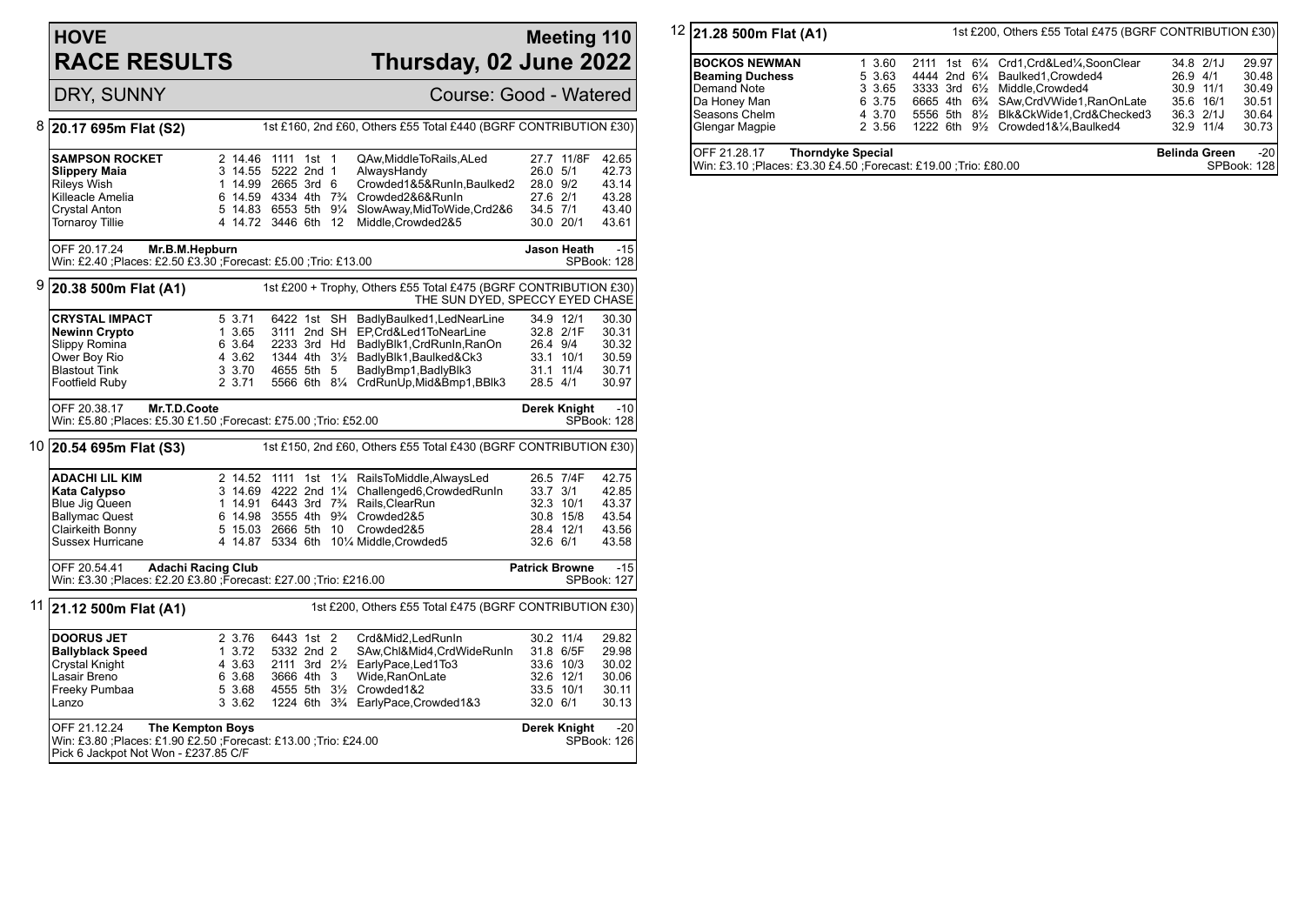# HOVE RACE RESULTS

## Meeting 110 Thursday, 02 June 2022

DRY, SUNNY — Course: Good - Watered

### 8 — 20.17 695m Flat (S2)

1st £160, 2nd £60, Others £55 Total £440 (BGRF CONTRIBUTION £30)

| Dog | Trap | Sect | Bends | Pos | Dist | Remarks | Wt | SP | Time |
|---|---|---|---|---|---|---|---|---|---|
| **SAMPSON ROCKET** | 2 | 14.46 | 1111 | 1st | 1 | QAw,MiddleToRails,ALed | 27.7 | 11/8F | 42.65 |
| **Slippery Maia** | 3 | 14.55 | 5222 | 2nd | 1 | AlwaysHandy | 26.0 | 5/1 | 42.73 |
| Rileys Wish | 1 | 14.99 | 2665 | 3rd | 6 | Crowded1&5&RunIn,Baulked2 | 28.0 | 9/2 | 43.14 |
| Killeacle Amelia | 6 | 14.59 | 4334 | 4th | 7¾ | Crowded2&6&RunIn | 27.6 | 2/1 | 43.28 |
| Crystal Anton | 5 | 14.83 | 6553 | 5th | 9¼ | SlowAway,MidToWide,Crd2&6 | 34.5 | 7/1 | 43.40 |
| Tornaroy Tillie | 4 | 14.72 | 3446 | 6th | 12 | Middle,Crowded2&5 | 30.0 | 20/1 | 43.61 |

OFF 20.17.24 **Mr.B.M.Hepburn** — **Jason Heath** -15

Win: £2.40 ;Places: £2.50 £3.30 ;Forecast: £5.00 ;Trio: £13.00 — SPBook: 128

### 9 — 20.38 500m Flat (A1)

1st £200 + Trophy, Others £55 Total £475 (BGRF CONTRIBUTION £30)
THE SUN DYED, SPECCY EYED CHASE

| Dog | Trap | Sect | Bends | Pos | Dist | Remarks | Wt | SP | Time |
|---|---|---|---|---|---|---|---|---|---|
| **CRYSTAL IMPACT** | 5 | 3.71 | 6422 | 1st | SH | BadlyBaulked1,LedNearLine | 34.9 | 12/1 | 30.30 |
| **Newinn Crypto** | 1 | 3.65 | 3111 | 2nd | SH | EP,Crd&Led1ToNearLine | 32.8 | 2/1F | 30.31 |
| Slippy Romina | 6 | 3.64 | 2233 | 3rd | Hd | BadlyBlk1,CrdRunIn,RanOn | 26.4 | 9/4 | 30.32 |
| Ower Boy Rio | 4 | 3.62 | 1344 | 4th | 3½ | BadlyBlk1,Baulked&Ck3 | 33.1 | 10/1 | 30.59 |
| Blastout Tink | 3 | 3.70 | 4655 | 5th | 5 | BadlyBmp1,BadlyBlk3 | 31.1 | 11/4 | 30.71 |
| Footfield Ruby | 2 | 3.71 | 5566 | 6th | 8¼ | CrdRunUp,Mid&Bmp1,BBlk3 | 28.5 | 4/1 | 30.97 |

OFF 20.38.17 **Mr.T.D.Coote** — **Derek Knight** -10

Win: £5.80 ;Places: £5.30 £1.50 ;Forecast: £75.00 ;Trio: £52.00 — SPBook: 128

### 10 — 20.54 695m Flat (S3)

1st £150, 2nd £60, Others £55 Total £430 (BGRF CONTRIBUTION £30)

| Dog | Trap | Sect | Bends | Pos | Dist | Remarks | Wt | SP | Time |
|---|---|---|---|---|---|---|---|---|---|
| **ADACHI LIL KIM** | 2 | 14.52 | 1111 | 1st | 1¼ | RailsToMiddle,AlwaysLed | 26.5 | 7/4F | 42.75 |
| **Kata Calypso** | 3 | 14.69 | 4222 | 2nd | 1¼ | Challenged6,CrowdedRunIn | 33.7 | 3/1 | 42.85 |
| Blue Jig Queen | 1 | 14.91 | 6443 | 3rd | 7¾ | Rails,ClearRun | 32.3 | 10/1 | 43.37 |
| Ballymac Quest | 6 | 14.98 | 3555 | 4th | 9¾ | Crowded2&5 | 30.8 | 15/8 | 43.54 |
| Clairkeith Bonny | 5 | 15.03 | 2666 | 5th | 10 | Crowded2&5 | 28.4 | 12/1 | 43.56 |
| Sussex Hurricane | 4 | 14.87 | 5334 | 6th | 10¼ | Middle,Crowded5 | 32.6 | 6/1 | 43.58 |

OFF 20.54.41 **Adachi Racing Club** — **Patrick Browne** -15

Win: £3.30 ;Places: £2.20 £3.80 ;Forecast: £27.00 ;Trio: £216.00 — SPBook: 127

### 11 — 21.12 500m Flat (A1)

1st £200, Others £55 Total £475 (BGRF CONTRIBUTION £30)

| Dog | Trap | Sect | Bends | Pos | Dist | Remarks | Wt | SP | Time |
|---|---|---|---|---|---|---|---|---|---|
| **DOORUS JET** | 2 | 3.76 | 6443 | 1st | 2 | Crd&Mid2,LedRunIn | 30.2 | 11/4 | 29.82 |
| **Ballyblack Speed** | 1 | 3.72 | 5332 | 2nd | 2 | SAw,Chl&Mid4,CrdWideRunIn | 31.8 | 6/5F | 29.98 |
| Crystal Knight | 4 | 3.63 | 2111 | 3rd | 2½ | EarlyPace,Led1To3 | 33.6 | 10/3 | 30.02 |
| Lasair Breno | 6 | 3.68 | 3666 | 4th | 3 | Wide,RanOnLate | 32.6 | 12/1 | 30.06 |
| Freeky Pumbaa | 5 | 3.68 | 4555 | 5th | 3½ | Crowded1&2 | 33.5 | 10/1 | 30.11 |
| Lanzo | 3 | 3.62 | 1224 | 6th | 3¾ | EarlyPace,Crowded1&3 | 32.0 | 6/1 | 30.13 |

OFF 21.12.24 **The Kempton Boys** — **Derek Knight** -20

Win: £3.80 ;Places: £1.90 £2.50 ;Forecast: £13.00 ;Trio: £24.00 — SPBook: 126

Pick 6 Jackpot Not Won - £237.85 C/F

### 12 — 21.28 500m Flat (A1)

1st £200, Others £55 Total £475 (BGRF CONTRIBUTION £30)

| Dog | Trap | Sect | Bends | Pos | Dist | Remarks | Wt | SP | Time |
|---|---|---|---|---|---|---|---|---|---|
| **BOCKOS NEWMAN** | 1 | 3.60 | 2111 | 1st | 6¼ | Crd1,Crd&Led¼,SoonClear | 34.8 | 2/1J | 29.97 |
| **Beaming Duchess** | 5 | 3.63 | 4444 | 2nd | 6¼ | Baulked1,Crowded4 | 26.9 | 4/1 | 30.48 |
| Demand Note | 3 | 3.65 | 3333 | 3rd | 6½ | Middle,Crowded4 | 30.9 | 11/1 | 30.49 |
| Da Honey Man | 6 | 3.75 | 6665 | 4th | 6¾ | SAw,CrdVWide1,RanOnLate | 35.6 | 16/1 | 30.51 |
| Seasons Chelm | 4 | 3.70 | 5556 | 5th | 8½ | Blk&CkWide1,Crd&Checked3 | 36.3 | 2/1J | 30.64 |
| Glengar Magpie | 2 | 3.56 | 1222 | 6th | 9½ | Crowded1&¼,Baulked4 | 32.9 | 11/4 | 30.73 |

OFF 21.28.17 **Thorndyke Special** — **Belinda Green** -20

Win: £3.10 ;Places: £3.30 £4.50 ;Forecast: £19.00 ;Trio: £80.00 — SPBook: 128